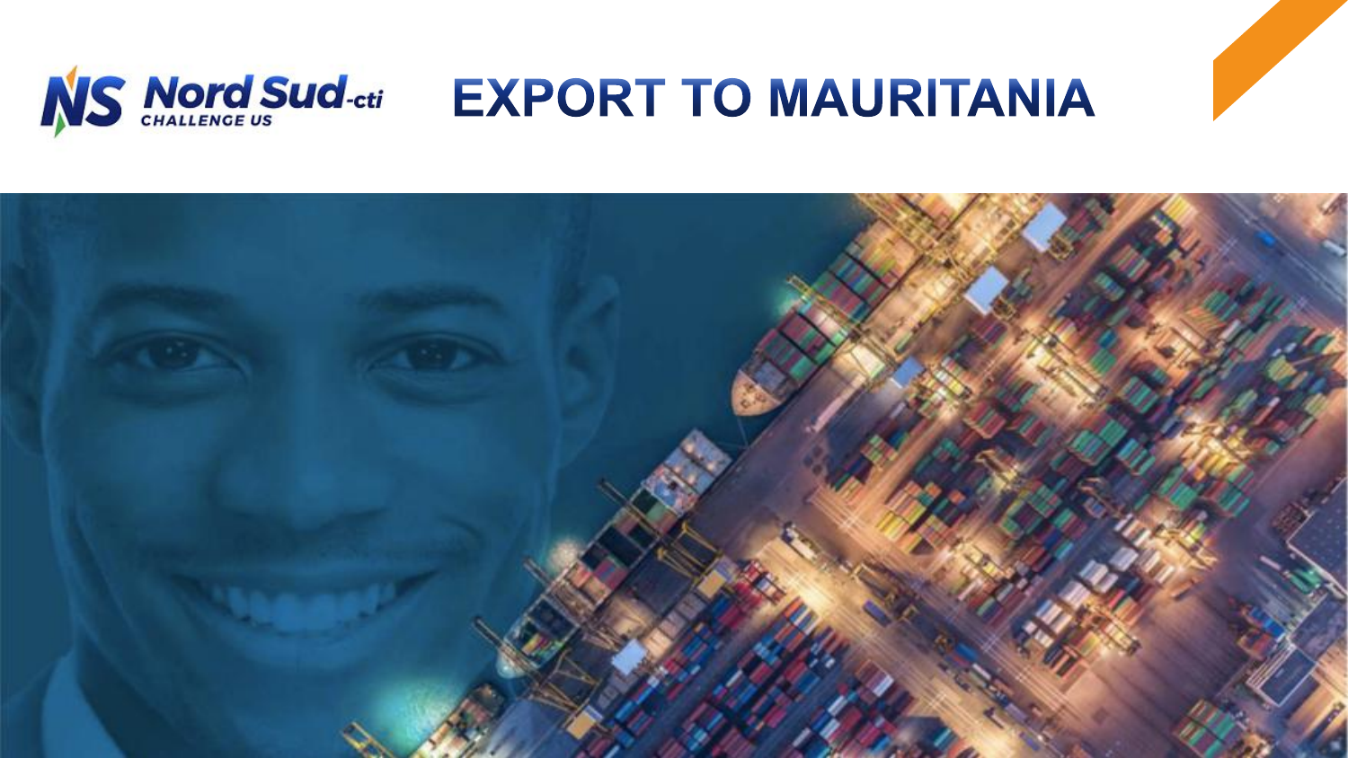Nord Sud-cti CHALLENGE US

# EXPORT TO MAURITANIA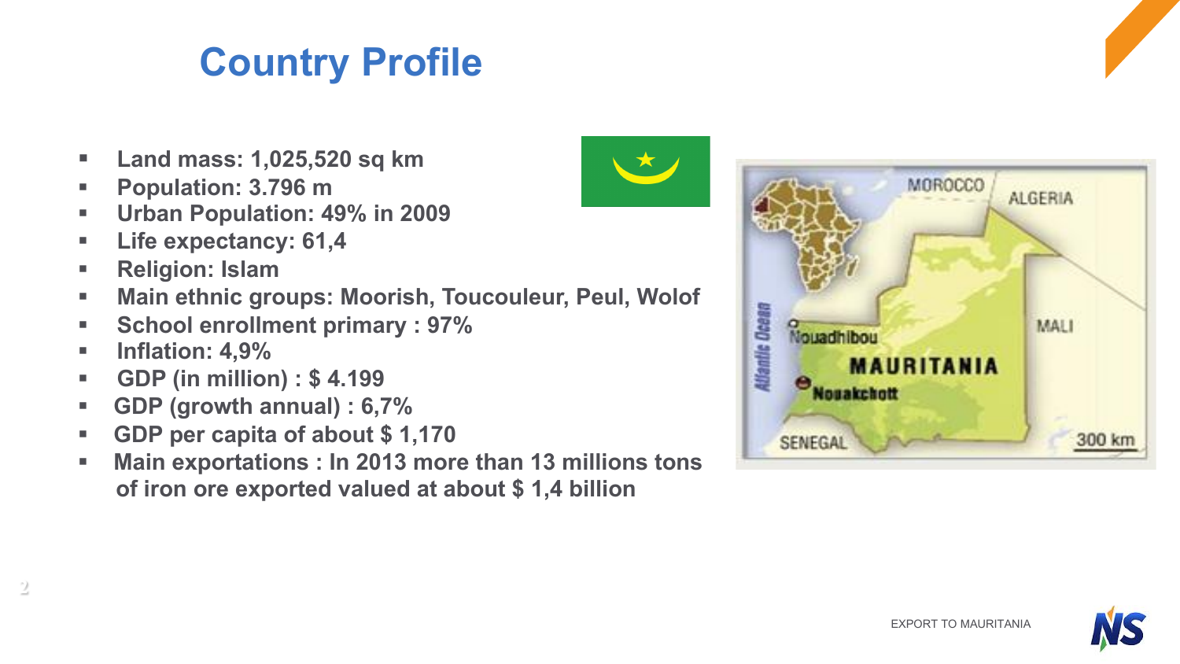# Country Profile

- **Land mass: 1,025,520 sq km**
- **Population: 3.796 m**
- **Urban Population: 49% in 2009**
- **Life expectancy: 61,4**
- **Religion: Islam**
- **Main ethnic groups: Moorish, Toucouleur, Peul, Wolof**
- **School enrollment primary : 97%**
- **Inflation: 4,9%**
- **GDP (in million) : $ 4.199**
- **GDP (growth annual) : 6,7%**
- **GDP per capita of about $ 1,170**
- **Main exportations : In 2013 more than 13 millions tons of iron ore exported valued at about $ 1,4 billion**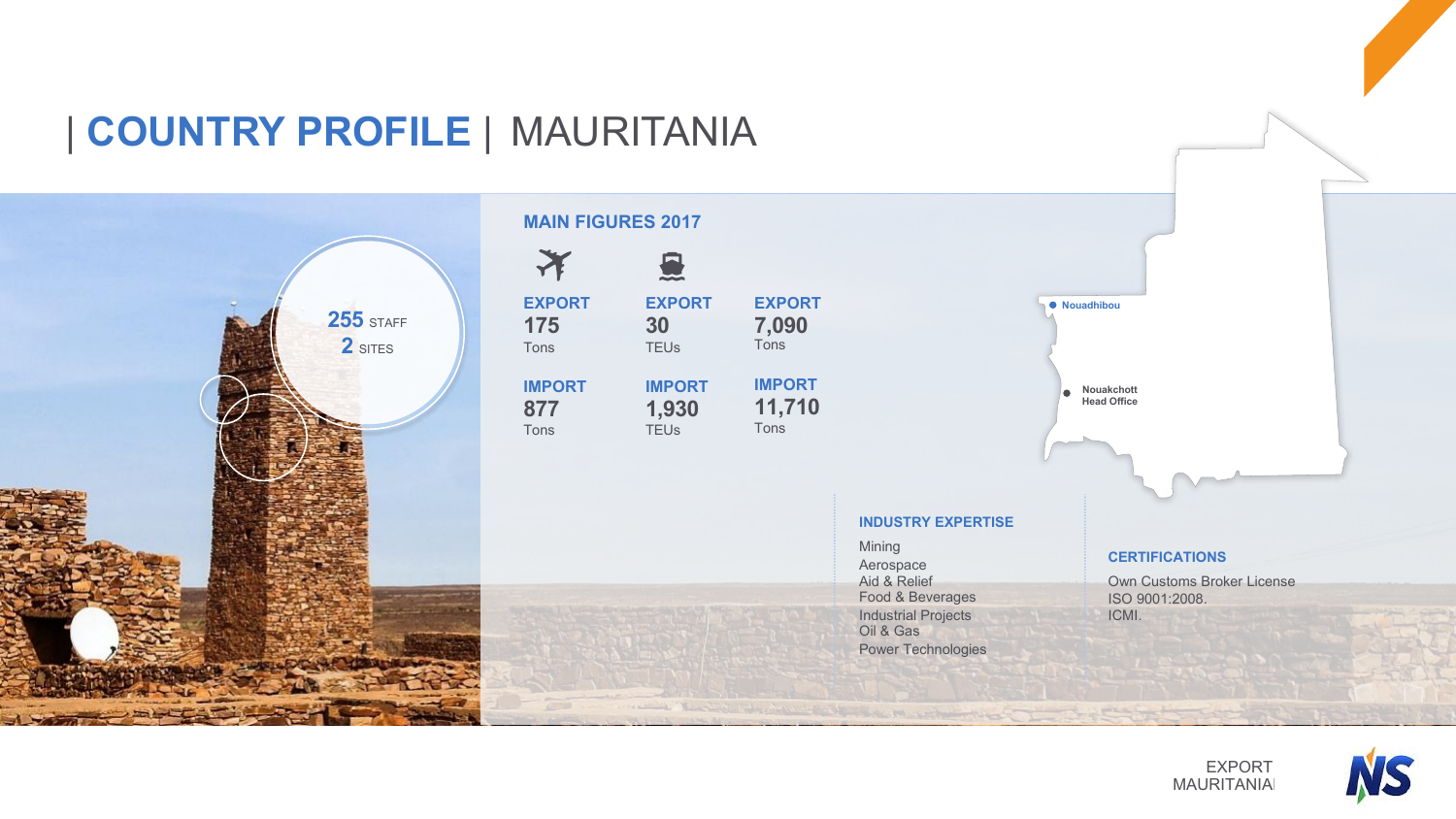# | COUNTRY PROFILE | MAURITANIA

**255** STAFF
**2** SITES

## MAIN FIGURES 2017

| EXPORT | EXPORT | EXPORT |
|---|---|---|
| 175 Tons | 30 TEUs | 7,090 Tons |
| **IMPORT** | **IMPORT** | **IMPORT** |
| 877 Tons | 1,930 TEUs | 11,710 Tons |

- Nouadhibou
- Nouakchott Head Office

### INDUSTRY EXPERTISE

Mining
Aerospace
Aid & Relief
Food & Beverages
Industrial Projects
Oil & Gas
Power Technologies

### CERTIFICATIONS

Own Customs Broker License
ISO 9001:2008.
ICMI.

EXPORT
MAURITANIA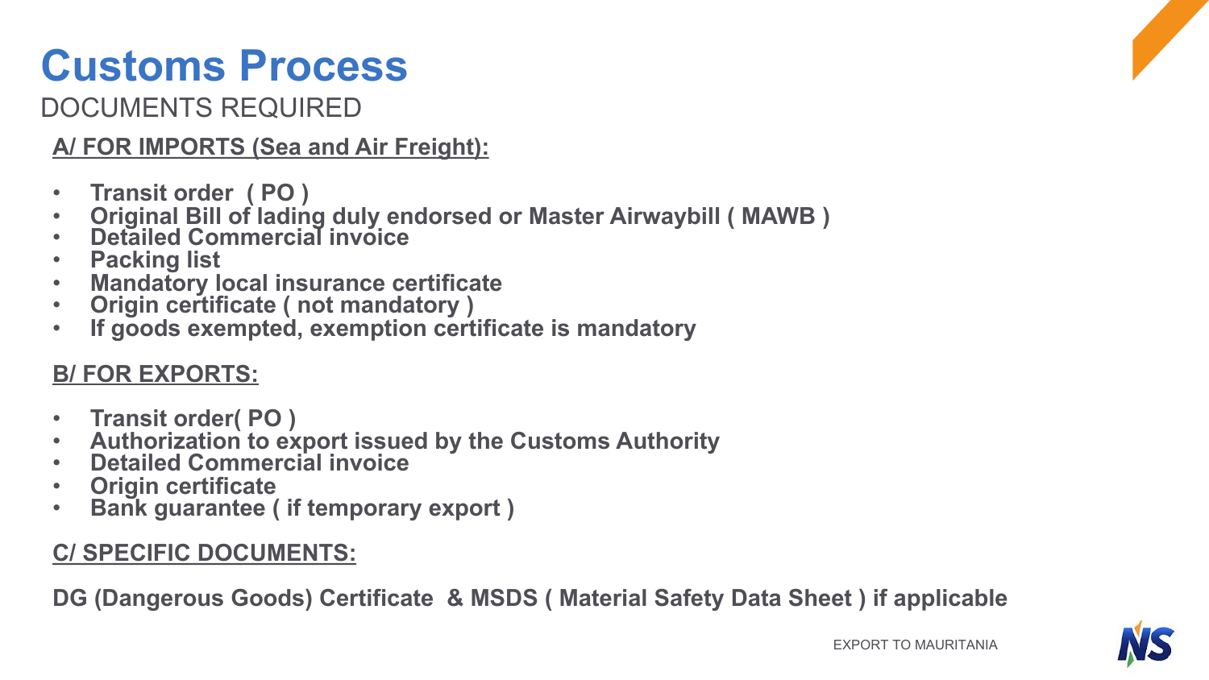# Customs Process

## DOCUMENTS REQUIRED

**A/ FOR IMPORTS (Sea and Air Freight):**

- **Transit order ( PO )**
- **Original Bill of lading duly endorsed or Master Airwaybill ( MAWB )**
- **Detailed Commercial invoice**
- **Packing list**
- **Mandatory local insurance certificate**
- **Origin certificate ( not mandatory )**
- **If goods exempted, exemption certificate is mandatory**

**B/ FOR EXPORTS:**

- **Transit order( PO )**
- **Authorization to export issued by the Customs Authority**
- **Detailed Commercial invoice**
- **Origin certificate**
- **Bank guarantee ( if temporary export )**

**C/ SPECIFIC DOCUMENTS:**

**DG (Dangerous Goods) Certificate & MSDS ( Material Safety Data Sheet ) if applicable**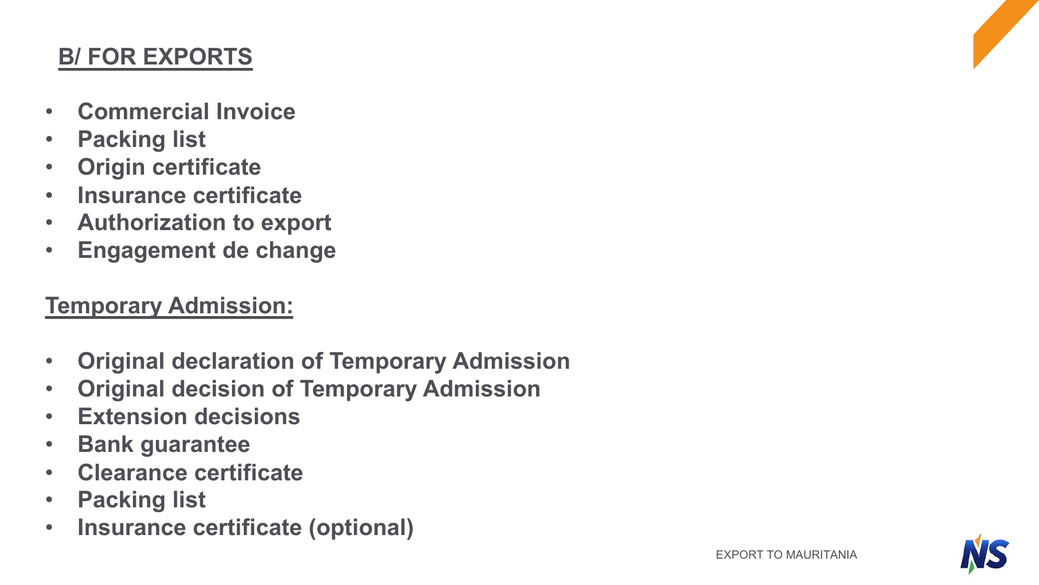## B/ FOR EXPORTS

- **Commercial Invoice**
- **Packing list**
- **Origin certificate**
- **Insurance certificate**
- **Authorization to export**
- **Engagement de change**

## Temporary Admission:

- **Original declaration of Temporary Admission**
- **Original decision of Temporary Admission**
- **Extension decisions**
- **Bank guarantee**
- **Clearance certificate**
- **Packing list**
- **Insurance certificate (optional)**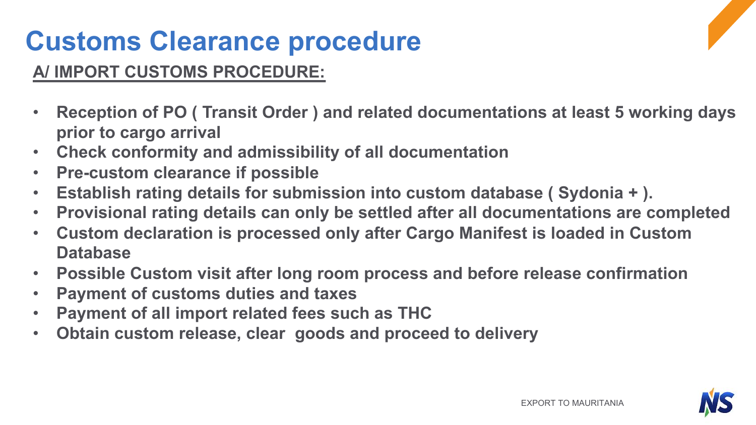# Customs Clearance procedure

## A/ IMPORT CUSTOMS PROCEDURE:

- **Reception of PO ( Transit Order ) and related documentations at least 5 working days prior to cargo arrival**
- **Check conformity and admissibility of all documentation**
- **Pre-custom clearance if possible**
- **Establish rating details for submission into custom database ( Sydonia + ).**
- **Provisional rating details can only be settled after all documentations are completed**
- **Custom declaration is processed only after Cargo Manifest is loaded in Custom Database**
- **Possible Custom visit after long room process and before release confirmation**
- **Payment of customs duties and taxes**
- **Payment of all import related fees such as THC**
- **Obtain custom release, clear goods and proceed to delivery**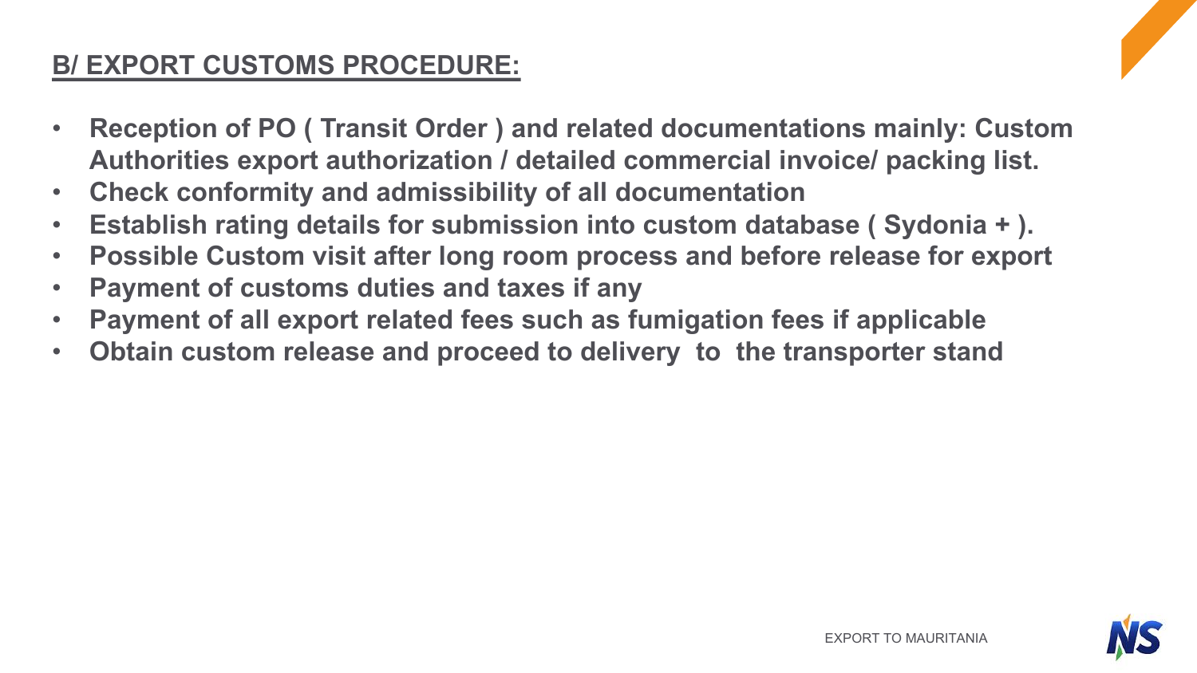## B/ EXPORT CUSTOMS PROCEDURE:

- **Reception of PO ( Transit Order ) and related documentations mainly: Custom Authorities export authorization / detailed commercial invoice/ packing list.**
- **Check conformity and admissibility of all documentation**
- **Establish rating details for submission into custom database ( Sydonia + ).**
- **Possible Custom visit after long room process and before release for export**
- **Payment of customs duties and taxes if any**
- **Payment of all export related fees such as fumigation fees if applicable**
- **Obtain custom release and proceed to delivery to the transporter stand**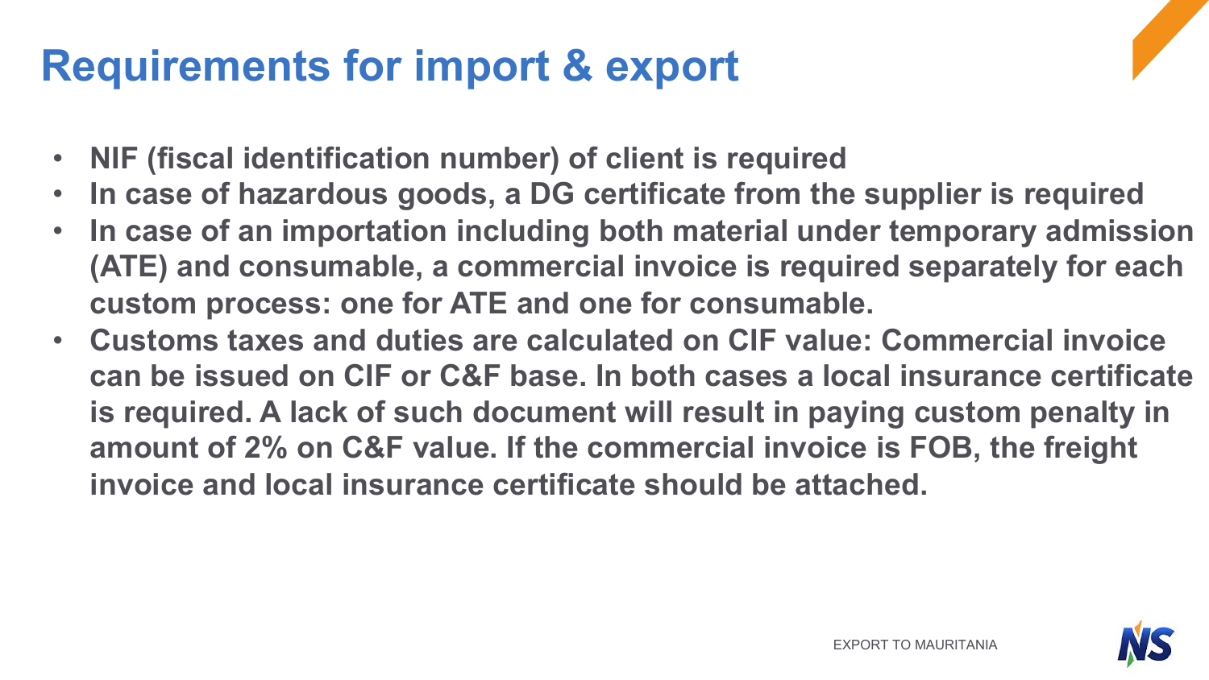# Requirements for import & export

- **NIF (fiscal identification number) of client is required**
- **In case of hazardous goods, a DG certificate from the supplier is required**
- **In case of an importation including both material under temporary admission (ATE) and consumable, a commercial invoice is required separately for each custom process: one for ATE and one for consumable.**
- **Customs taxes and duties are calculated on CIF value: Commercial invoice can be issued on CIF or C&F base. In both cases a local insurance certificate is required. A lack of such document will result in paying custom penalty in amount of 2% on C&F value. If the commercial invoice is FOB, the freight invoice and local insurance certificate should be attached.**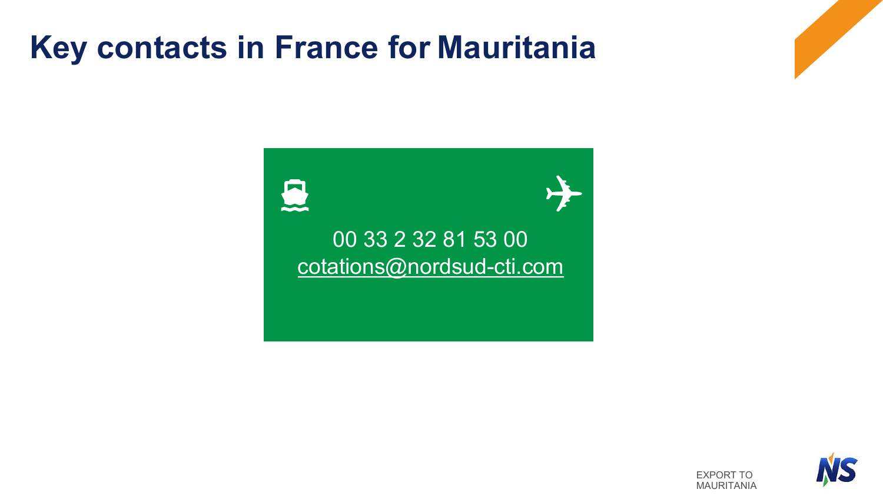# Key contacts in France for Mauritania

00 33 2 32 81 53 00
cotations@nordsud-cti.com